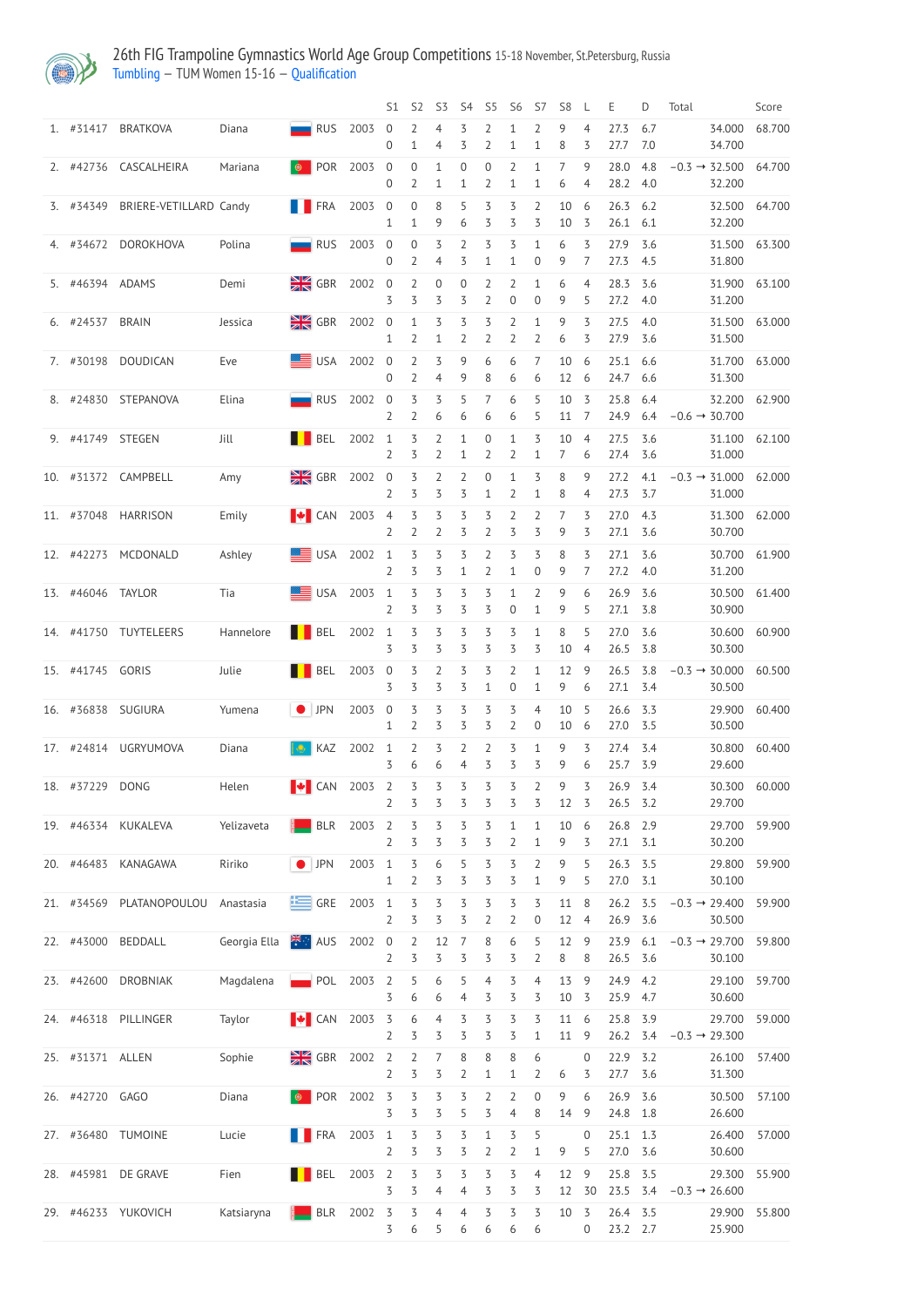# 26th FIG Trampoline Gymnastics World Age Group Competitions 15-18 November, St.Petersburg, Russia

Tumbling – TUM Women 15-16 – Qualification

| | | | | | | S1 | S2 | S3 | S4 | S5 | S6 | S7 | S8 | L | E | D | Total | Score |
|---|---|---|---|---|---|---|---|---|---|---|---|---|---|---|---|---|---|---|
| 1. | #31417 | BRATKOVA | Diana | RUS | 2003 | 0 | 2 | 4 | 3 | 2 | 1 | 2 | 9 | 4 | 27.3 | 6.7 | 34.000 | 68.700 |
| | | | | | | 0 | 1 | 4 | 3 | 2 | 1 | 1 | 8 | 3 | 27.7 | 7.0 | 34.700 | |
| 2. | #42736 | CASCALHEIRA | Mariana | POR | 2003 | 0 | 0 | 1 | 0 | 0 | 2 | 1 | 7 | 9 | 28.0 | 4.8 | −0.3 → 32.500 | 64.700 |
| | | | | | | 0 | 2 | 1 | 1 | 2 | 1 | 1 | 6 | 4 | 28.2 | 4.0 | 32.200 | |
| 3. | #34349 | BRIERE-VETILLARD | Candy | FRA | 2003 | 0 | 0 | 8 | 5 | 3 | 3 | 2 | 10 | 6 | 26.3 | 6.2 | 32.500 | 64.700 |
| | | | | | | 1 | 1 | 9 | 6 | 3 | 3 | 3 | 10 | 3 | 26.1 | 6.1 | 32.200 | |
| 4. | #34672 | DOROKHOVA | Polina | RUS | 2003 | 0 | 0 | 3 | 2 | 3 | 3 | 1 | 6 | 3 | 27.9 | 3.6 | 31.500 | 63.300 |
| | | | | | | 0 | 2 | 4 | 3 | 1 | 1 | 0 | 9 | 7 | 27.3 | 4.5 | 31.800 | |
| 5. | #46394 | ADAMS | Demi | GBR | 2002 | 0 | 2 | 0 | 0 | 2 | 2 | 1 | 6 | 4 | 28.3 | 3.6 | 31.900 | 63.100 |
| | | | | | | 3 | 3 | 3 | 3 | 2 | 0 | 0 | 9 | 5 | 27.2 | 4.0 | 31.200 | |
| 6. | #24537 | BRAIN | Jessica | GBR | 2002 | 0 | 1 | 3 | 3 | 3 | 2 | 1 | 9 | 3 | 27.5 | 4.0 | 31.500 | 63.000 |
| | | | | | | 1 | 2 | 1 | 2 | 2 | 2 | 2 | 6 | 3 | 27.9 | 3.6 | 31.500 | |
| 7. | #30198 | DOUDICAN | Eve | USA | 2002 | 0 | 2 | 3 | 9 | 6 | 6 | 7 | 10 | 6 | 25.1 | 6.6 | 31.700 | 63.000 |
| | | | | | | 0 | 2 | 4 | 9 | 8 | 6 | 6 | 12 | 6 | 24.7 | 6.6 | 31.300 | |
| 8. | #24830 | STEPANOVA | Elina | RUS | 2002 | 0 | 3 | 3 | 5 | 7 | 6 | 5 | 10 | 3 | 25.8 | 6.4 | 32.200 | 62.900 |
| | | | | | | 2 | 2 | 6 | 6 | 6 | 6 | 5 | 11 | 7 | 24.9 | 6.4 | −0.6 → 30.700 | |
| 9. | #41749 | STEGEN | Jill | BEL | 2002 | 1 | 3 | 2 | 1 | 0 | 1 | 3 | 10 | 4 | 27.5 | 3.6 | 31.100 | 62.100 |
| | | | | | | 2 | 3 | 2 | 1 | 2 | 2 | 1 | 7 | 6 | 27.4 | 3.6 | 31.000 | |
| 10. | #31372 | CAMPBELL | Amy | GBR | 2002 | 0 | 3 | 2 | 2 | 0 | 1 | 3 | 8 | 9 | 27.2 | 4.1 | −0.3 → 31.000 | 62.000 |
| | | | | | | 2 | 3 | 3 | 3 | 1 | 2 | 1 | 8 | 4 | 27.3 | 3.7 | 31.000 | |
| 11. | #37048 | HARRISON | Emily | CAN | 2003 | 4 | 3 | 3 | 3 | 3 | 2 | 2 | 7 | 3 | 27.0 | 4.3 | 31.300 | 62.000 |
| | | | | | | 2 | 2 | 2 | 3 | 2 | 3 | 3 | 9 | 3 | 27.1 | 3.6 | 30.700 | |
| 12. | #42273 | MCDONALD | Ashley | USA | 2002 | 1 | 3 | 3 | 3 | 2 | 3 | 3 | 8 | 3 | 27.1 | 3.6 | 30.700 | 61.900 |
| | | | | | | 2 | 3 | 3 | 1 | 2 | 1 | 0 | 9 | 7 | 27.2 | 4.0 | 31.200 | |
| 13. | #46046 | TAYLOR | Tia | USA | 2003 | 1 | 3 | 3 | 3 | 3 | 1 | 2 | 9 | 6 | 26.9 | 3.6 | 30.500 | 61.400 |
| | | | | | | 2 | 3 | 3 | 3 | 3 | 0 | 1 | 9 | 5 | 27.1 | 3.8 | 30.900 | |
| 14. | #41750 | TUYTELEERS | Hannelore | BEL | 2002 | 1 | 3 | 3 | 3 | 3 | 3 | 1 | 8 | 5 | 27.0 | 3.6 | 30.600 | 60.900 |
| | | | | | | 3 | 3 | 3 | 3 | 3 | 3 | 3 | 10 | 4 | 26.5 | 3.8 | 30.300 | |
| 15. | #41745 | GORIS | Julie | BEL | 2003 | 0 | 3 | 2 | 3 | 3 | 2 | 1 | 12 | 9 | 26.5 | 3.8 | −0.3 → 30.000 | 60.500 |
| | | | | | | 3 | 3 | 3 | 3 | 1 | 0 | 1 | 9 | 6 | 27.1 | 3.4 | 30.500 | |
| 16. | #36838 | SUGIURA | Yumena | JPN | 2003 | 0 | 3 | 3 | 3 | 3 | 3 | 4 | 10 | 5 | 26.6 | 3.3 | 29.900 | 60.400 |
| | | | | | | 1 | 2 | 3 | 3 | 3 | 2 | 0 | 10 | 6 | 27.0 | 3.5 | 30.500 | |
| 17. | #24814 | UGRYUMOVA | Diana | KAZ | 2002 | 1 | 2 | 3 | 2 | 2 | 3 | 1 | 9 | 3 | 27.4 | 3.4 | 30.800 | 60.400 |
| | | | | | | 3 | 6 | 6 | 4 | 3 | 3 | 3 | 9 | 6 | 25.7 | 3.9 | 29.600 | |
| 18. | #37229 | DONG | Helen | CAN | 2003 | 2 | 3 | 3 | 3 | 3 | 3 | 2 | 9 | 3 | 26.9 | 3.4 | 30.300 | 60.000 |
| | | | | | | 2 | 3 | 3 | 3 | 3 | 3 | 3 | 12 | 3 | 26.5 | 3.2 | 29.700 | |
| 19. | #46334 | KUKALEVA | Yelizaveta | BLR | 2003 | 2 | 3 | 3 | 3 | 3 | 1 | 1 | 10 | 6 | 26.8 | 2.9 | 29.700 | 59.900 |
| | | | | | | 2 | 3 | 3 | 3 | 3 | 2 | 1 | 9 | 3 | 27.1 | 3.1 | 30.200 | |
| 20. | #46483 | KANAGAWA | Ririko | JPN | 2003 | 1 | 3 | 6 | 5 | 3 | 3 | 2 | 9 | 5 | 26.3 | 3.5 | 29.800 | 59.900 |
| | | | | | | 1 | 2 | 3 | 3 | 3 | 3 | 1 | 9 | 5 | 27.0 | 3.1 | 30.100 | |
| 21. | #34569 | PLATANOPOULOU | Anastasia | GRE | 2003 | 1 | 3 | 3 | 3 | 3 | 3 | 3 | 11 | 8 | 26.2 | 3.5 | −0.3 → 29.400 | 59.900 |
| | | | | | | 2 | 3 | 3 | 3 | 2 | 2 | 0 | 12 | 4 | 26.9 | 3.6 | 30.500 | |
| 22. | #43000 | BEDDALL | Georgia Ella | AUS | 2002 | 0 | 2 | 12 | 7 | 8 | 6 | 5 | 12 | 9 | 23.9 | 6.1 | −0.3 → 29.700 | 59.800 |
| | | | | | | 2 | 3 | 3 | 3 | 3 | 3 | 2 | 8 | 8 | 26.5 | 3.6 | 30.100 | |
| 23. | #42600 | DROBNIAK | Magdalena | POL | 2003 | 2 | 5 | 6 | 5 | 4 | 3 | 4 | 13 | 9 | 24.9 | 4.2 | 29.100 | 59.700 |
| | | | | | | 3 | 6 | 6 | 4 | 3 | 3 | 3 | 10 | 3 | 25.9 | 4.7 | 30.600 | |
| 24. | #46318 | PILLINGER | Taylor | CAN | 2003 | 3 | 6 | 4 | 3 | 3 | 3 | 3 | 11 | 6 | 25.8 | 3.9 | 29.700 | 59.000 |
| | | | | | | 2 | 3 | 3 | 3 | 3 | 3 | 1 | 11 | 9 | 26.2 | 3.4 | −0.3 → 29.300 | |
| 25. | #31371 | ALLEN | Sophie | GBR | 2002 | 2 | 2 | 7 | 8 | 8 | 8 | 6 | | 0 | 22.9 | 3.2 | 26.100 | 57.400 |
| | | | | | | 2 | 3 | 3 | 2 | 1 | 1 | 2 | 6 | 3 | 27.7 | 3.6 | 31.300 | |
| 26. | #42720 | GAGO | Diana | POR | 2002 | 3 | 3 | 3 | 3 | 2 | 2 | 0 | 9 | 6 | 26.9 | 3.6 | 30.500 | 57.100 |
| | | | | | | 3 | 3 | 3 | 5 | 3 | 4 | 8 | 14 | 9 | 24.8 | 1.8 | 26.600 | |
| 27. | #36480 | TUMOINE | Lucie | FRA | 2003 | 1 | 3 | 3 | 3 | 1 | 3 | 5 | | 0 | 25.1 | 1.3 | 26.400 | 57.000 |
| | | | | | | 2 | 3 | 3 | 3 | 2 | 2 | 1 | 9 | 5 | 27.0 | 3.6 | 30.600 | |
| 28. | #45981 | DE GRAVE | Fien | BEL | 2003 | 2 | 3 | 3 | 3 | 3 | 3 | 4 | 12 | 9 | 25.8 | 3.5 | 29.300 | 55.900 |
| | | | | | | 3 | 3 | 4 | 4 | 3 | 3 | 3 | 12 | 30 | 23.5 | 3.4 | −0.3 → 26.600 | |
| 29. | #46233 | YUKOVICH | Katsiaryna | BLR | 2002 | 3 | 3 | 4 | 4 | 3 | 3 | 3 | 10 | 3 | 26.4 | 3.5 | 29.900 | 55.800 |
| | | | | | | 3 | 6 | 5 | 6 | 6 | 6 | 6 | | 0 | 23.2 | 2.7 | 25.900 | |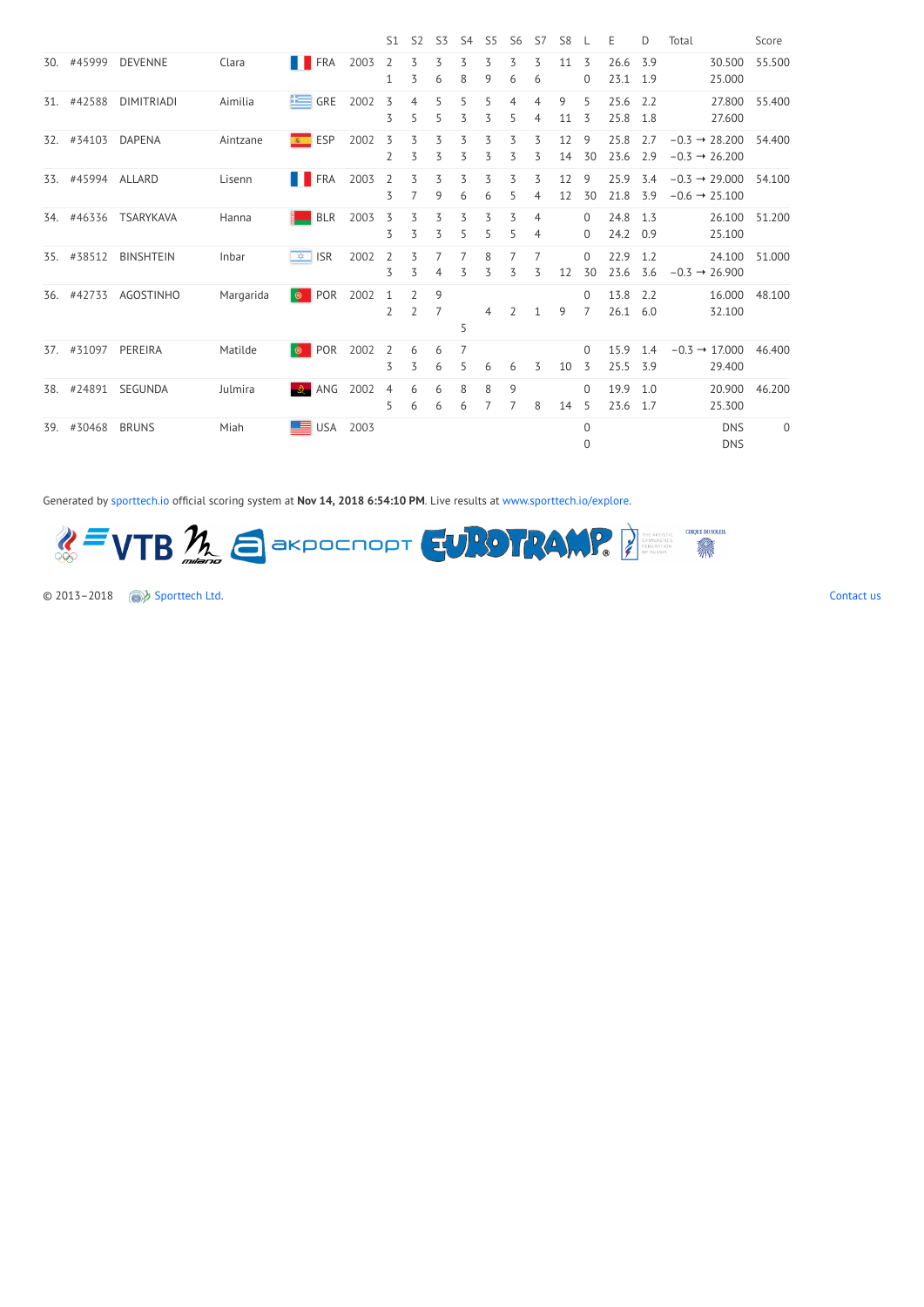| | | | | | | S1 | S2 | S3 | S4 | S5 | S6 | S7 | S8 | L | E | D | Total | Score |
|---|---|---|---|---|---|---|---|---|---|---|---|---|---|---|---|---|---|---|
| 30. | #45999 | DEVENNE | Clara | FRA | 2003 | 2 | 3 | 3 | 3 | 3 | 3 | 3 | 11 | 3 | 26.6 | 3.9 | 30.500 | 55.500 |
| | | | | | | 1 | 3 | 6 | 8 | 9 | 6 | 6 | | 0 | 23.1 | 1.9 | 25.000 | |
| 31. | #42588 | DIMITRIADI | Aimilia | GRE | 2002 | 3 | 4 | 5 | 5 | 5 | 4 | 4 | 9 | 5 | 25.6 | 2.2 | 27.800 | 55.400 |
| | | | | | | 3 | 5 | 5 | 3 | 3 | 5 | 4 | 11 | 3 | 25.8 | 1.8 | 27.600 | |
| 32. | #34103 | DAPENA | Aintzane | ESP | 2002 | 3 | 3 | 3 | 3 | 3 | 3 | 3 | 12 | 9 | 25.8 | 2.7 | −0.3 → 28.200 | 54.400 |
| | | | | | | 2 | 3 | 3 | 3 | 3 | 3 | 3 | 14 | 30 | 23.6 | 2.9 | −0.3 → 26.200 | |
| 33. | #45994 | ALLARD | Lisenn | FRA | 2003 | 2 | 3 | 3 | 3 | 3 | 3 | 3 | 12 | 9 | 25.9 | 3.4 | −0.3 → 29.000 | 54.100 |
| | | | | | | 3 | 7 | 9 | 6 | 6 | 5 | 4 | 12 | 30 | 21.8 | 3.9 | −0.6 → 25.100 | |
| 34. | #46336 | TSARYKAVA | Hanna | BLR | 2003 | 3 | 3 | 3 | 3 | 3 | 3 | 4 | | 0 | 24.8 | 1.3 | 26.100 | 51.200 |
| | | | | | | 3 | 3 | 3 | 5 | 5 | 5 | 4 | | 0 | 24.2 | 0.9 | 25.100 | |
| 35. | #38512 | BINSHTEIN | Inbar | ISR | 2002 | 2 | 3 | 7 | 7 | 8 | 7 | 7 | | 0 | 22.9 | 1.2 | 24.100 | 51.000 |
| | | | | | | 3 | 3 | 4 | 3 | 3 | 3 | 3 | 12 | 30 | 23.6 | 3.6 | −0.3 → 26.900 | |
| 36. | #42733 | AGOSTINHO | Margarida | POR | 2002 | 1 | 2 | 9 | | | | | | 0 | 13.8 | 2.2 | 16.000 | 48.100 |
| | | | | | | 2 | 2 | 7 | 5 | 4 | 2 | 1 | 9 | 7 | 26.1 | 6.0 | 32.100 | |
| 37. | #31097 | PEREIRA | Matilde | POR | 2002 | 2 | 6 | 6 | 7 | | | | | 0 | 15.9 | 1.4 | −0.3 → 17.000 | 46.400 |
| | | | | | | 3 | 3 | 6 | 5 | 6 | 6 | 3 | 10 | 3 | 25.5 | 3.9 | 29.400 | |
| 38. | #24891 | SEGUNDA | Julmira | ANG | 2002 | 4 | 6 | 6 | 8 | 8 | 9 | | | 0 | 19.9 | 1.0 | 20.900 | 46.200 |
| | | | | | | 5 | 6 | 6 | 6 | 7 | 7 | 8 | 14 | 5 | 23.6 | 1.7 | 25.300 | |
| 39. | #30468 | BRUNS | Miah | USA | 2003 | | | | | | | | | 0 | | | DNS | 0 |
| | | | | | | | | | | | | | | 0 | | | DNS | |

Generated by sporttech.io official scoring system at **Nov 14, 2018 6:54:10 PM**. Live results at www.sporttech.io/explore.

© 2013–2018 Sporttech Ltd.

Contact us